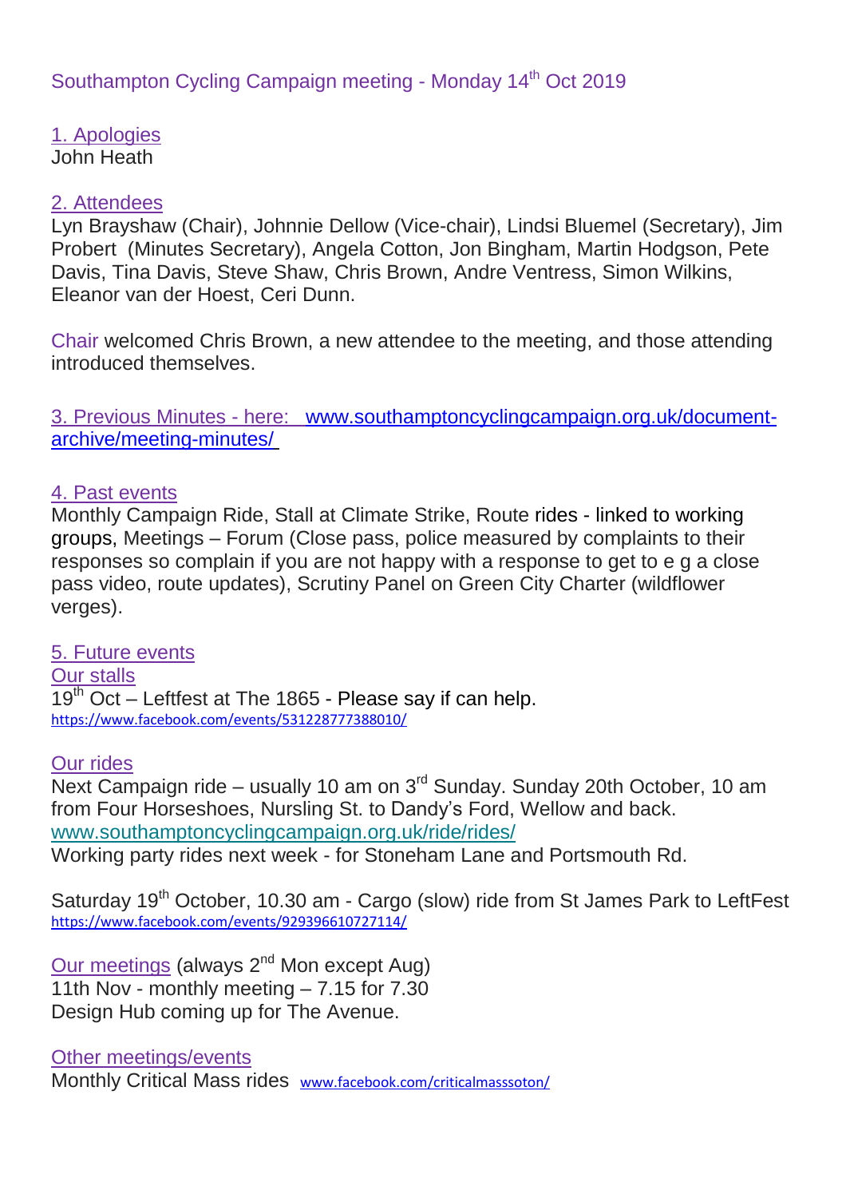# Southampton Cycling Campaign meeting - Monday 14th Oct 2019

## 1. Apologies

John Heath

## 2. Attendees

Lyn Brayshaw (Chair), Johnnie Dellow (Vice-chair), Lindsi Bluemel (Secretary), Jim Probert (Minutes Secretary), Angela Cotton, Jon Bingham, Martin Hodgson, Pete Davis, Tina Davis, Steve Shaw, Chris Brown, Andre Ventress, Simon Wilkins, Eleanor van der Hoest, Ceri Dunn.

Chair welcomed Chris Brown, a new attendee to the meeting, and those attending introduced themselves.

## 3. Previous Minutes - here: www.southamptoncyclingcampaign.org.uk/document-archive/meeting-minutes/

## 4. Past events

Monthly Campaign Ride, Stall at Climate Strike, Route rides - linked to working groups, Meetings – Forum (Close pass, police measured by complaints to their responses so complain if you are not happy with a response to get to e g a close pass video, route updates), Scrutiny Panel on Green City Charter (wildflower verges).

## 5. Future events

### Our stalls

19th Oct – Leftfest at The 1865 - Please say if can help.
https://www.facebook.com/events/531228777388010/

### Our rides

Next Campaign ride – usually 10 am on 3rd Sunday. Sunday 20th October, 10 am from Four Horseshoes, Nursling St. to Dandy's Ford, Wellow and back.
www.southamptoncyclingcampaign.org.uk/ride/rides/
Working party rides next week - for Stoneham Lane and Portsmouth Rd.

Saturday 19th October, 10.30 am - Cargo (slow) ride from St James Park to LeftFest
https://www.facebook.com/events/929396610727114/

### Our meetings (always 2nd Mon except Aug)

11th Nov - monthly meeting – 7.15 for 7.30
Design Hub coming up for The Avenue.

### Other meetings/events

Monthly Critical Mass rides www.facebook.com/criticalmasssoton/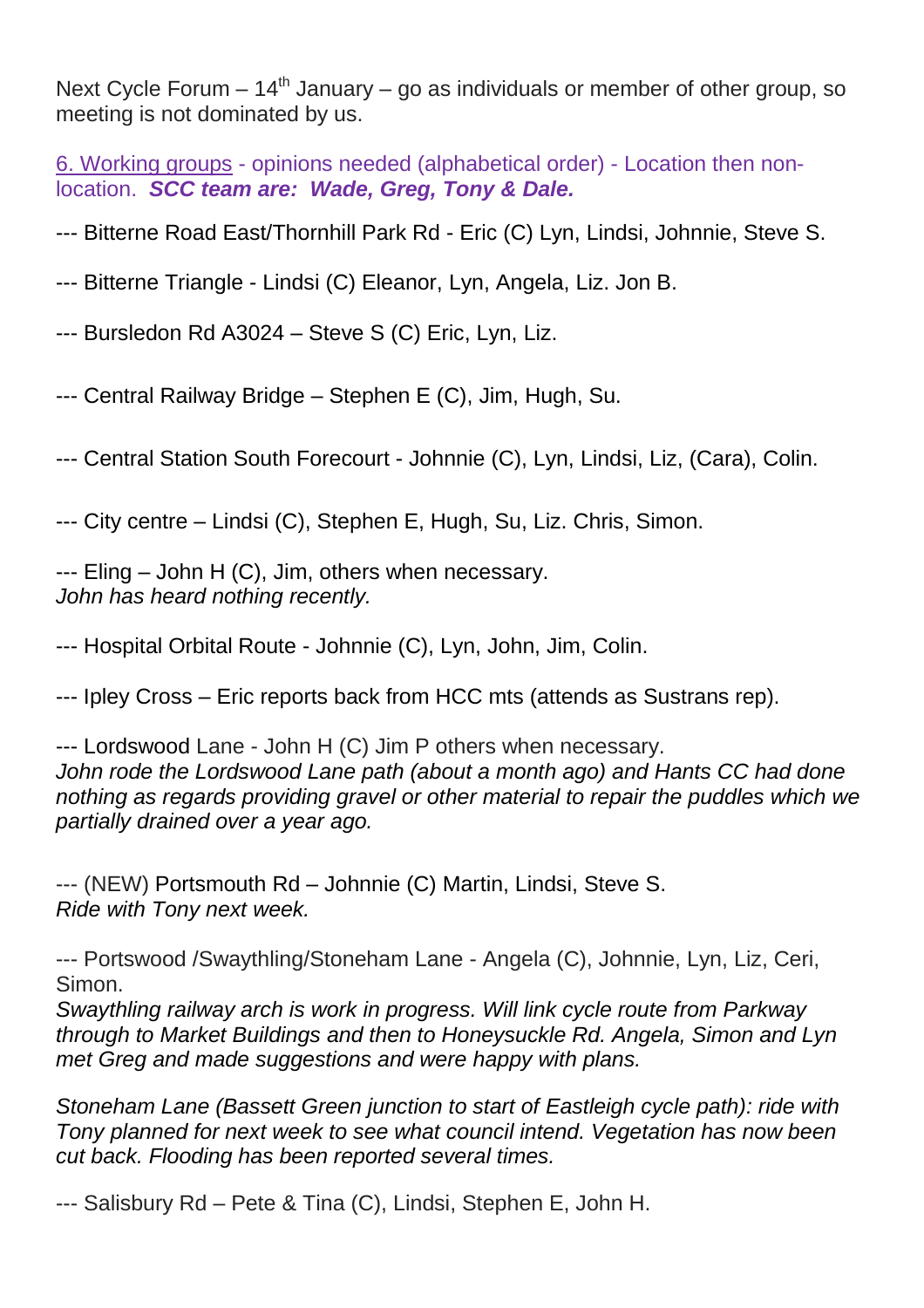Next Cycle Forum – 14th January – go as individuals or member of other group, so meeting is not dominated by us.

6. Working groups - opinions needed (alphabetical order) - Location then non-location. ***SCC team are: Wade, Greg, Tony & Dale.***

--- Bitterne Road East/Thornhill Park Rd - Eric (C) Lyn, Lindsi, Johnnie, Steve S.

--- Bitterne Triangle - Lindsi (C) Eleanor, Lyn, Angela, Liz. Jon B.

--- Bursledon Rd A3024 – Steve S (C) Eric, Lyn, Liz.

--- Central Railway Bridge – Stephen E (C), Jim, Hugh, Su.

--- Central Station South Forecourt - Johnnie (C), Lyn, Lindsi, Liz, (Cara), Colin.

--- City centre – Lindsi (C), Stephen E, Hugh, Su, Liz. Chris, Simon.

--- Eling – John H (C), Jim, others when necessary.
*John has heard nothing recently.*

--- Hospital Orbital Route - Johnnie (C), Lyn, John, Jim, Colin.

--- Ipley Cross – Eric reports back from HCC mts (attends as Sustrans rep).

--- Lordswood Lane - John H (C) Jim P others when necessary.
*John rode the Lordswood Lane path (about a month ago) and Hants CC had done nothing as regards providing gravel or other material to repair the puddles which we partially drained over a year ago.*

--- (NEW) Portsmouth Rd – Johnnie (C) Martin, Lindsi, Steve S.
*Ride with Tony next week.*

--- Portswood /Swaythling/Stoneham Lane - Angela (C), Johnnie, Lyn, Liz, Ceri, Simon.
*Swaythling railway arch is work in progress. Will link cycle route from Parkway through to Market Buildings and then to Honeysuckle Rd. Angela, Simon and Lyn met Greg and made suggestions and were happy with plans.*

*Stoneham Lane (Bassett Green junction to start of Eastleigh cycle path): ride with Tony planned for next week to see what council intend. Vegetation has now been cut back. Flooding has been reported several times.*

--- Salisbury Rd – Pete & Tina (C), Lindsi, Stephen E, John H.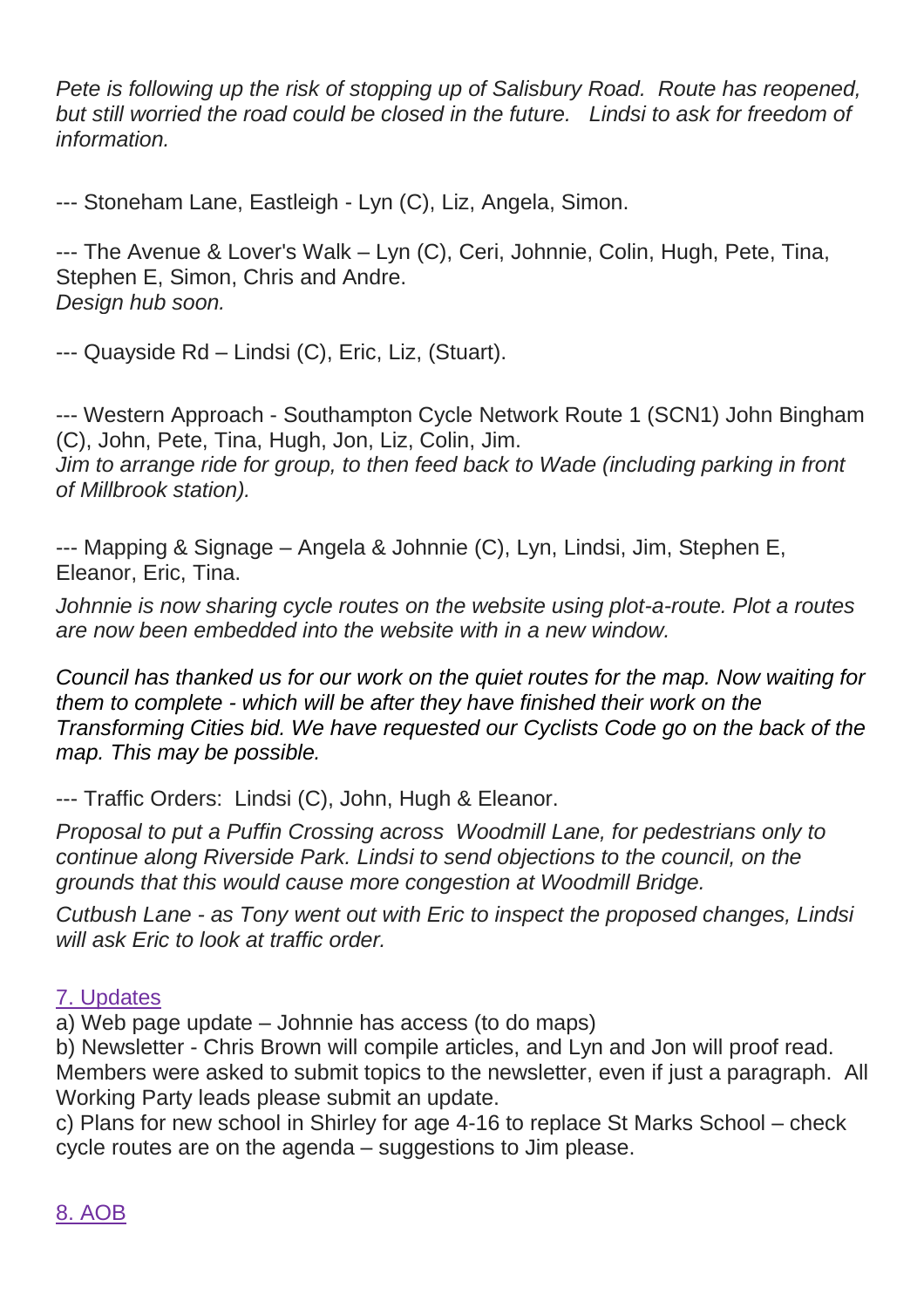*Pete is following up the risk of stopping up of Salisbury Road. Route has reopened, but still worried the road could be closed in the future. Lindsi to ask for freedom of information.*

--- Stoneham Lane, Eastleigh - Lyn (C), Liz, Angela, Simon.

--- The Avenue & Lover's Walk – Lyn (C), Ceri, Johnnie, Colin, Hugh, Pete, Tina, Stephen E, Simon, Chris and Andre.
*Design hub soon.*

--- Quayside Rd – Lindsi (C), Eric, Liz, (Stuart).

--- Western Approach - Southampton Cycle Network Route 1 (SCN1) John Bingham (C), John, Pete, Tina, Hugh, Jon, Liz, Colin, Jim.
*Jim to arrange ride for group, to then feed back to Wade (including parking in front of Millbrook station).*

--- Mapping & Signage – Angela & Johnnie (C), Lyn, Lindsi, Jim, Stephen E, Eleanor, Eric, Tina.

*Johnnie is now sharing cycle routes on the website using plot-a-route. Plot a routes are now been embedded into the website with in a new window.*

*Council has thanked us for our work on the quiet routes for the map. Now waiting for them to complete - which will be after they have finished their work on the Transforming Cities bid. We have requested our Cyclists Code go on the back of the map. This may be possible.*

--- Traffic Orders: Lindsi (C), John, Hugh & Eleanor.

*Proposal to put a Puffin Crossing across Woodmill Lane, for pedestrians only to continue along Riverside Park. Lindsi to send objections to the council, on the grounds that this would cause more congestion at Woodmill Bridge.*

*Cutbush Lane - as Tony went out with Eric to inspect the proposed changes, Lindsi will ask Eric to look at traffic order.*

## 7. Updates

a) Web page update – Johnnie has access (to do maps)
b) Newsletter - Chris Brown will compile articles, and Lyn and Jon will proof read. Members were asked to submit topics to the newsletter, even if just a paragraph. All Working Party leads please submit an update.
c) Plans for new school in Shirley for age 4-16 to replace St Marks School – check cycle routes are on the agenda – suggestions to Jim please.

## 8. AOB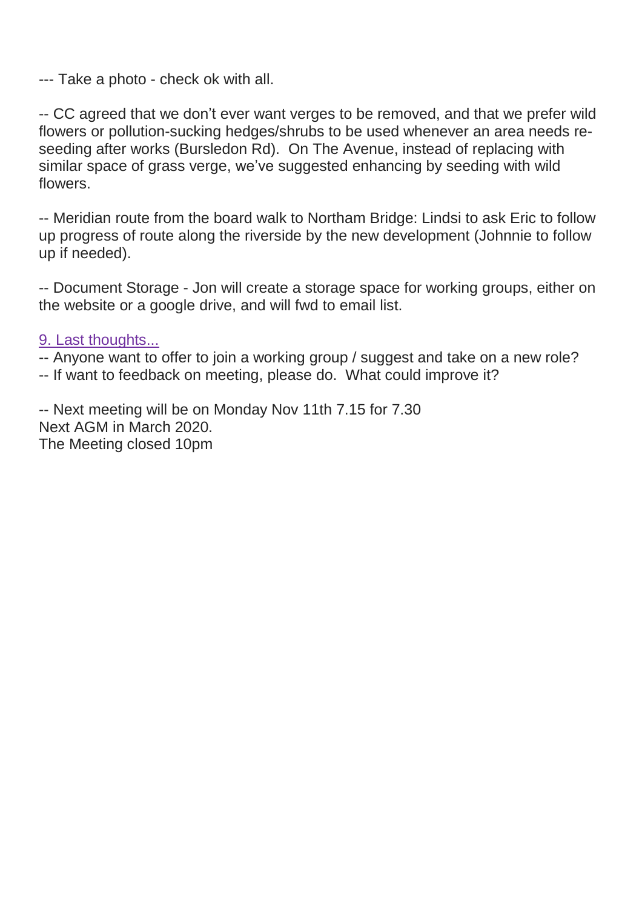--- Take a photo - check ok with all.

-- CC agreed that we don't ever want verges to be removed, and that we prefer wild flowers or pollution-sucking hedges/shrubs to be used whenever an area needs re-seeding after works (Bursledon Rd). On The Avenue, instead of replacing with similar space of grass verge, we've suggested enhancing by seeding with wild flowers.

-- Meridian route from the board walk to Northam Bridge: Lindsi to ask Eric to follow up progress of route along the riverside by the new development (Johnnie to follow up if needed).

-- Document Storage - Jon will create a storage space for working groups, either on the website or a google drive, and will fwd to email list.

## 9. Last thoughts...

-- Anyone want to offer to join a working group / suggest and take on a new role?
-- If want to feedback on meeting, please do. What could improve it?

-- Next meeting will be on Monday Nov 11th 7.15 for 7.30
Next AGM in March 2020.
The Meeting closed 10pm